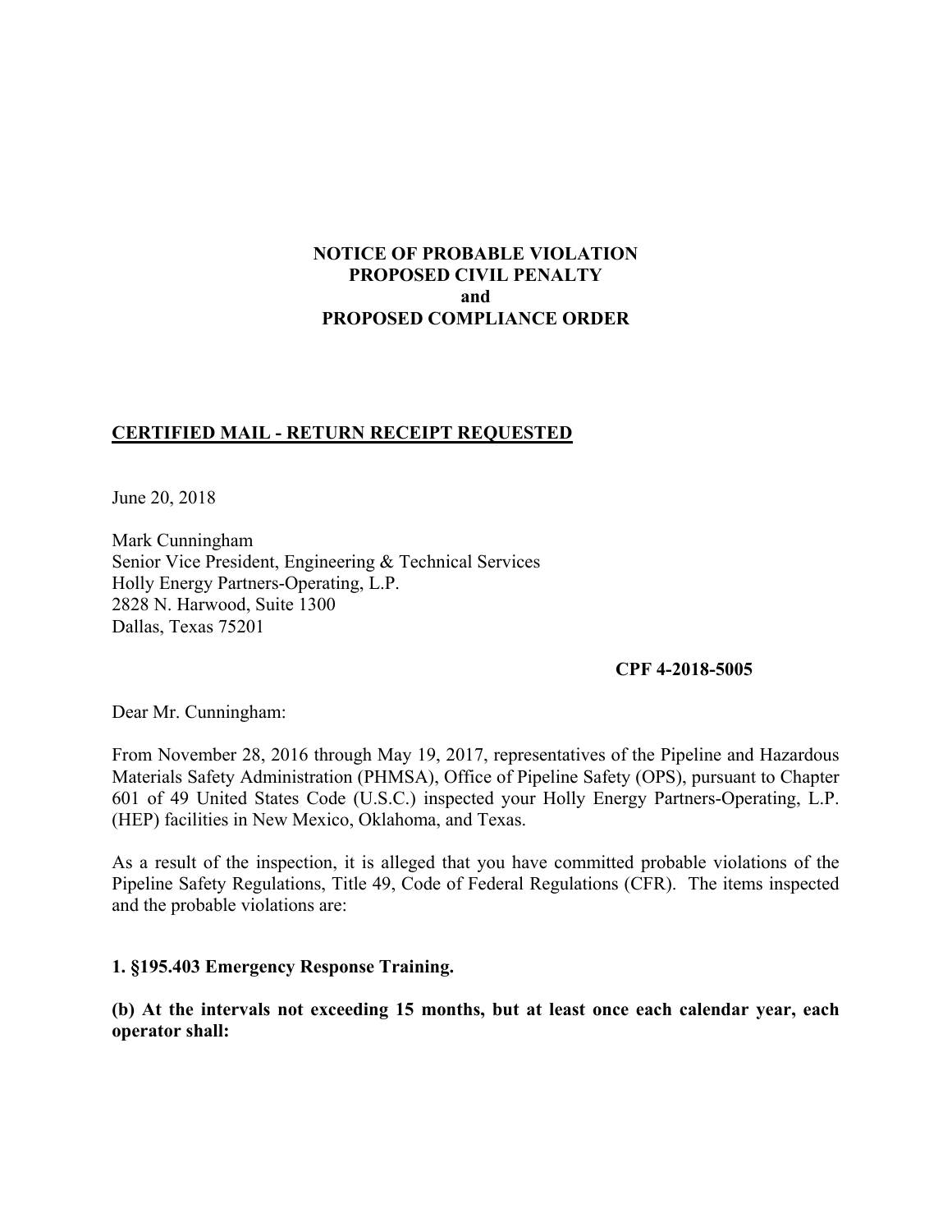**NOTICE OF PROBABLE VIOLATION**
**PROPOSED CIVIL PENALTY**
**and**
**PROPOSED COMPLIANCE ORDER**

**CERTIFIED MAIL - RETURN RECEIPT REQUESTED**

June 20, 2018

Mark Cunningham
Senior Vice President, Engineering & Technical Services
Holly Energy Partners-Operating, L.P.
2828 N. Harwood, Suite 1300
Dallas, Texas 75201

**CPF 4-2018-5005**

Dear Mr. Cunningham:

From November 28, 2016 through May 19, 2017, representatives of the Pipeline and Hazardous Materials Safety Administration (PHMSA), Office of Pipeline Safety (OPS), pursuant to Chapter 601 of 49 United States Code (U.S.C.) inspected your Holly Energy Partners-Operating, L.P. (HEP) facilities in New Mexico, Oklahoma, and Texas.

As a result of the inspection, it is alleged that you have committed probable violations of the Pipeline Safety Regulations, Title 49, Code of Federal Regulations (CFR). The items inspected and the probable violations are:

**1. §195.403 Emergency Response Training.**

**(b) At the intervals not exceeding 15 months, but at least once each calendar year, each operator shall:**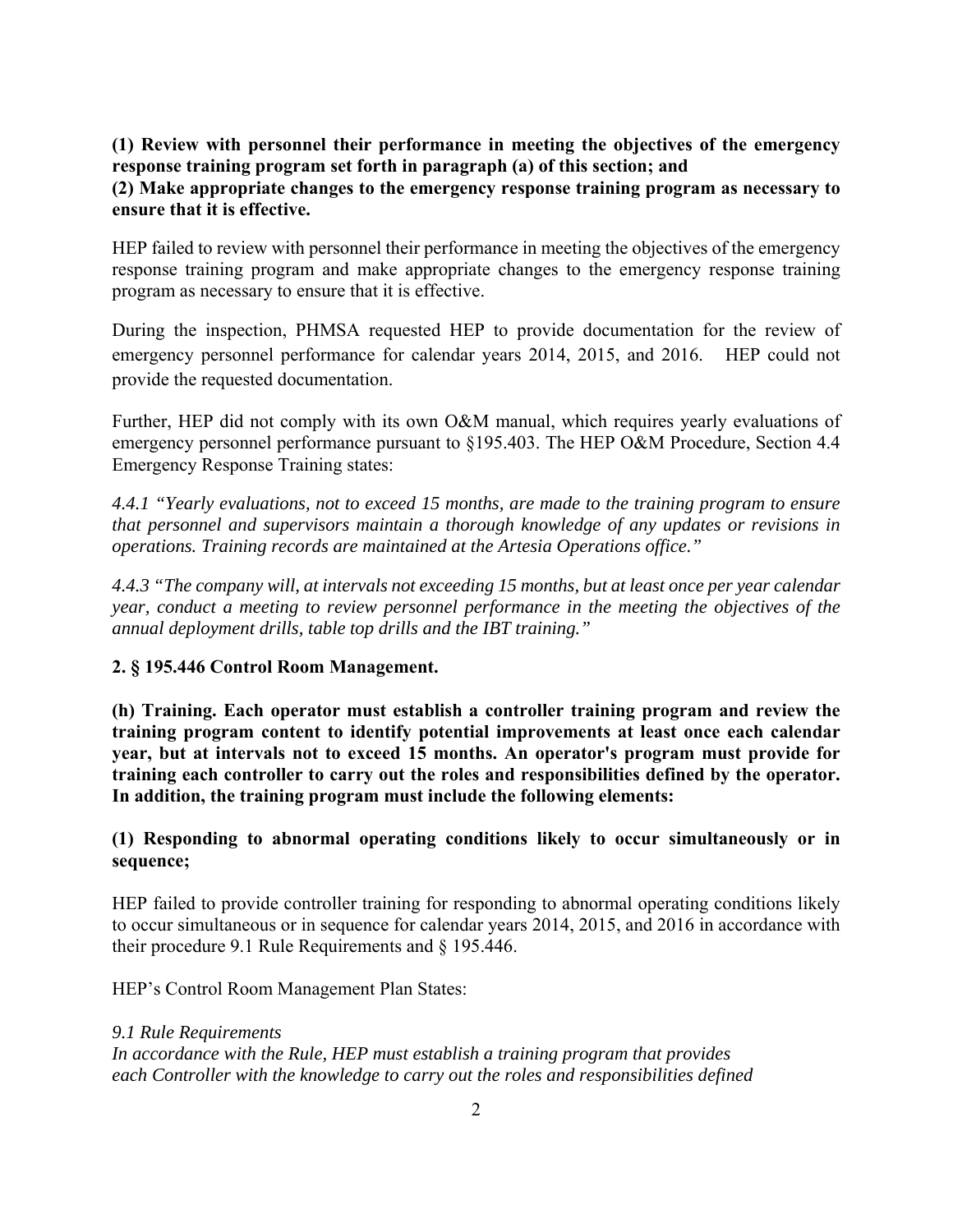**(1) Review with personnel their performance in meeting the objectives of the emergency response training program set forth in paragraph (a) of this section; and**
**(2) Make appropriate changes to the emergency response training program as necessary to ensure that it is effective.**

HEP failed to review with personnel their performance in meeting the objectives of the emergency response training program and make appropriate changes to the emergency response training program as necessary to ensure that it is effective.

During the inspection, PHMSA requested HEP to provide documentation for the review of emergency personnel performance for calendar years 2014, 2015, and 2016. HEP could not provide the requested documentation.

Further, HEP did not comply with its own O&M manual, which requires yearly evaluations of emergency personnel performance pursuant to §195.403. The HEP O&M Procedure, Section 4.4 Emergency Response Training states:

*4.4.1 "Yearly evaluations, not to exceed 15 months, are made to the training program to ensure that personnel and supervisors maintain a thorough knowledge of any updates or revisions in operations. Training records are maintained at the Artesia Operations office."*

*4.4.3 "The company will, at intervals not exceeding 15 months, but at least once per year calendar year, conduct a meeting to review personnel performance in the meeting the objectives of the annual deployment drills, table top drills and the IBT training."*

**2. § 195.446 Control Room Management.**

**(h) Training. Each operator must establish a controller training program and review the training program content to identify potential improvements at least once each calendar year, but at intervals not to exceed 15 months. An operator's program must provide for training each controller to carry out the roles and responsibilities defined by the operator. In addition, the training program must include the following elements:**

**(1) Responding to abnormal operating conditions likely to occur simultaneously or in sequence;**

HEP failed to provide controller training for responding to abnormal operating conditions likely to occur simultaneous or in sequence for calendar years 2014, 2015, and 2016 in accordance with their procedure 9.1 Rule Requirements and § 195.446.

HEP's Control Room Management Plan States:

*9.1 Rule Requirements*
*In accordance with the Rule, HEP must establish a training program that provides each Controller with the knowledge to carry out the roles and responsibilities defined*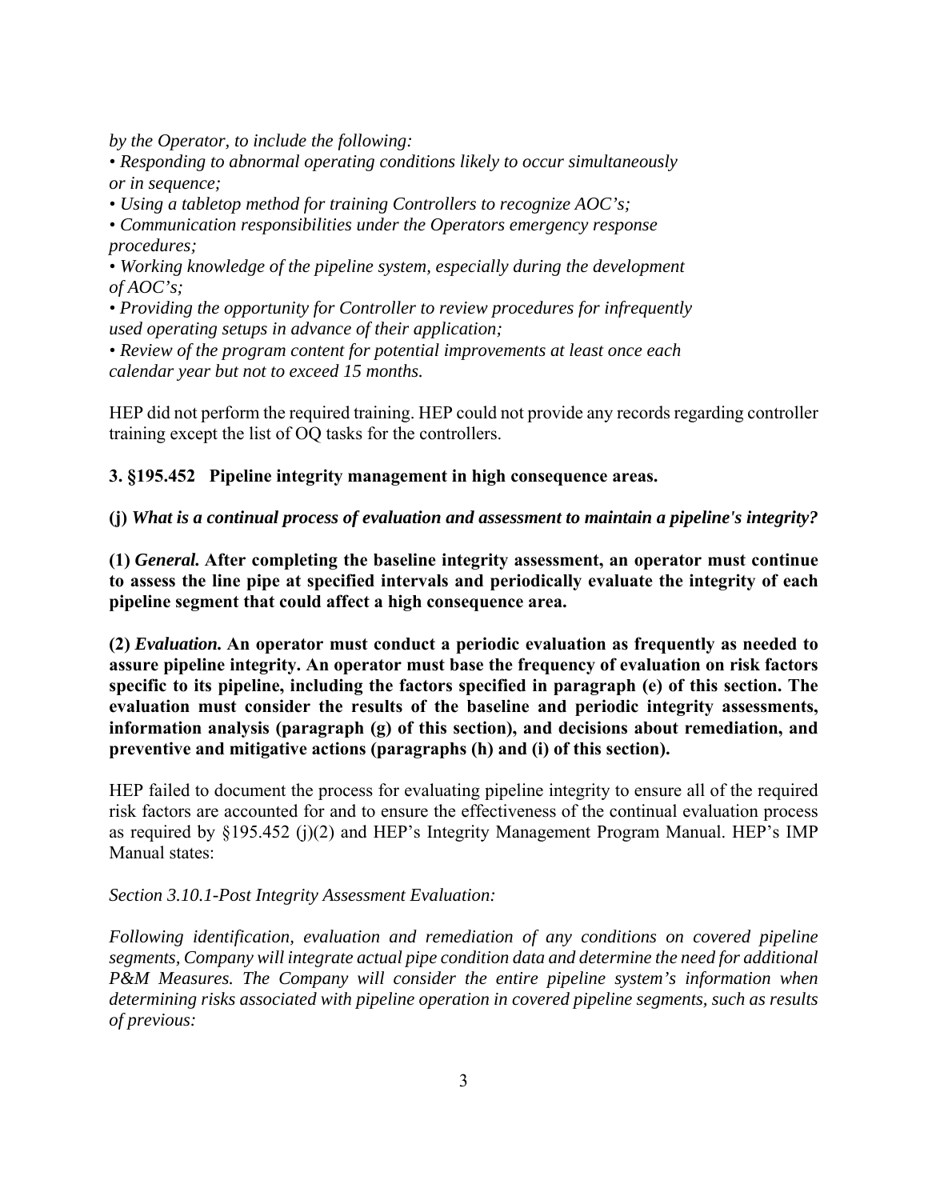*by the Operator, to include the following:*

*• Responding to abnormal operating conditions likely to occur simultaneously or in sequence;*

*• Using a tabletop method for training Controllers to recognize AOC's;*

*• Communication responsibilities under the Operators emergency response procedures;*

*• Working knowledge of the pipeline system, especially during the development of AOC's;*

*• Providing the opportunity for Controller to review procedures for infrequently used operating setups in advance of their application;*

*• Review of the program content for potential improvements at least once each calendar year but not to exceed 15 months.*

HEP did not perform the required training. HEP could not provide any records regarding controller training except the list of OQ tasks for the controllers.

**3. §195.452 Pipeline integrity management in high consequence areas.**

**(j)** ***What is a continual process of evaluation and assessment to maintain a pipeline's integrity?***

**(1)** ***General.*** **After completing the baseline integrity assessment, an operator must continue to assess the line pipe at specified intervals and periodically evaluate the integrity of each pipeline segment that could affect a high consequence area.**

**(2)** ***Evaluation.*** **An operator must conduct a periodic evaluation as frequently as needed to assure pipeline integrity. An operator must base the frequency of evaluation on risk factors specific to its pipeline, including the factors specified in paragraph (e) of this section. The evaluation must consider the results of the baseline and periodic integrity assessments, information analysis (paragraph (g) of this section), and decisions about remediation, and preventive and mitigative actions (paragraphs (h) and (i) of this section).**

HEP failed to document the process for evaluating pipeline integrity to ensure all of the required risk factors are accounted for and to ensure the effectiveness of the continual evaluation process as required by §195.452 (j)(2) and HEP's Integrity Management Program Manual. HEP's IMP Manual states:

*Section 3.10.1-Post Integrity Assessment Evaluation:*

*Following identification, evaluation and remediation of any conditions on covered pipeline segments, Company will integrate actual pipe condition data and determine the need for additional P&M Measures. The Company will consider the entire pipeline system's information when determining risks associated with pipeline operation in covered pipeline segments, such as results of previous:*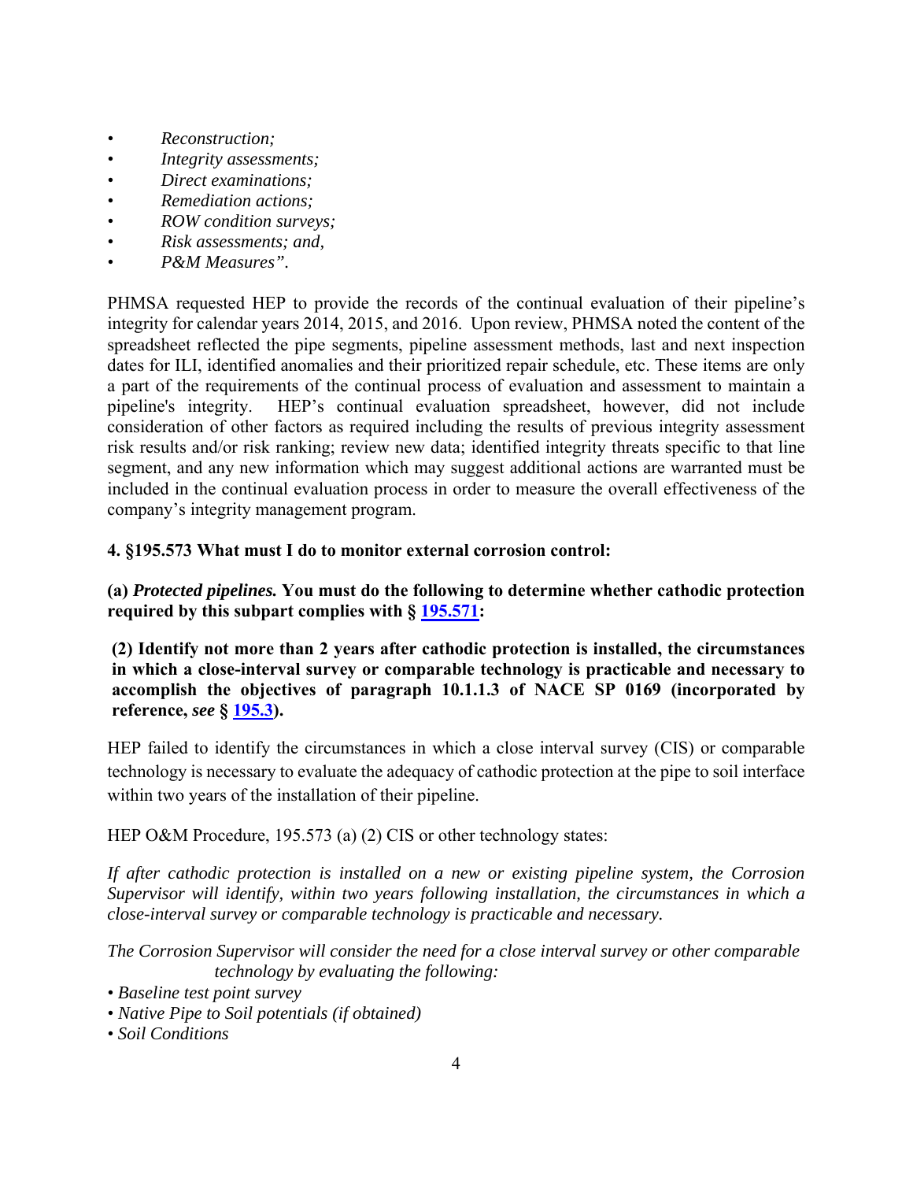- *Reconstruction;*
- *Integrity assessments;*
- *Direct examinations;*
- *Remediation actions;*
- *ROW condition surveys;*
- *Risk assessments; and,*
- *P&M Measures".*

PHMSA requested HEP to provide the records of the continual evaluation of their pipeline's integrity for calendar years 2014, 2015, and 2016. Upon review, PHMSA noted the content of the spreadsheet reflected the pipe segments, pipeline assessment methods, last and next inspection dates for ILI, identified anomalies and their prioritized repair schedule, etc. These items are only a part of the requirements of the continual process of evaluation and assessment to maintain a pipeline's integrity. HEP's continual evaluation spreadsheet, however, did not include consideration of other factors as required including the results of previous integrity assessment risk results and/or risk ranking; review new data; identified integrity threats specific to that line segment, and any new information which may suggest additional actions are warranted must be included in the continual evaluation process in order to measure the overall effectiveness of the company's integrity management program.

**4. §195.573 What must I do to monitor external corrosion control:**

**(a) *Protected pipelines.* You must do the following to determine whether cathodic protection required by this subpart complies with § 195.571:**

**(2) Identify not more than 2 years after cathodic protection is installed, the circumstances in which a close-interval survey or comparable technology is practicable and necessary to accomplish the objectives of paragraph 10.1.1.3 of NACE SP 0169 (incorporated by reference, *see* § 195.3).**

HEP failed to identify the circumstances in which a close interval survey (CIS) or comparable technology is necessary to evaluate the adequacy of cathodic protection at the pipe to soil interface within two years of the installation of their pipeline.

HEP O&M Procedure, 195.573 (a) (2) CIS or other technology states:

*If after cathodic protection is installed on a new or existing pipeline system, the Corrosion Supervisor will identify, within two years following installation, the circumstances in which a close-interval survey or comparable technology is practicable and necessary.*

*The Corrosion Supervisor will consider the need for a close interval survey or other comparable technology by evaluating the following:*

- *Baseline test point survey*
- *Native Pipe to Soil potentials (if obtained)*
- *Soil Conditions*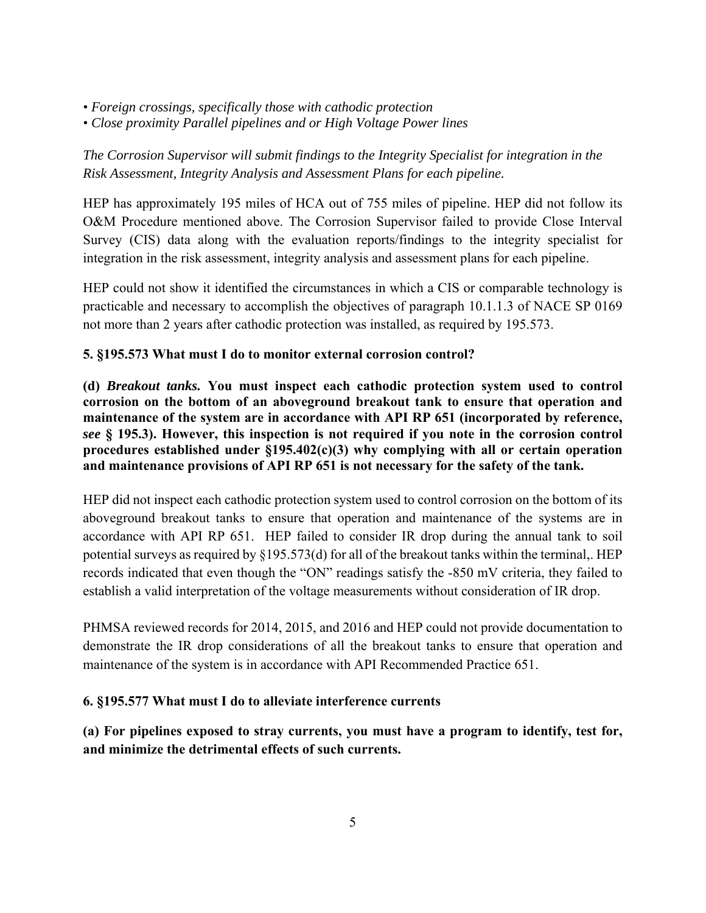- *Foreign crossings, specifically those with cathodic protection*
- *Close proximity Parallel pipelines and or High Voltage Power lines*

*The Corrosion Supervisor will submit findings to the Integrity Specialist for integration in the Risk Assessment, Integrity Analysis and Assessment Plans for each pipeline.*

HEP has approximately 195 miles of HCA out of 755 miles of pipeline. HEP did not follow its O&M Procedure mentioned above. The Corrosion Supervisor failed to provide Close Interval Survey (CIS) data along with the evaluation reports/findings to the integrity specialist for integration in the risk assessment, integrity analysis and assessment plans for each pipeline.

HEP could not show it identified the circumstances in which a CIS or comparable technology is practicable and necessary to accomplish the objectives of paragraph 10.1.1.3 of NACE SP 0169 not more than 2 years after cathodic protection was installed, as required by 195.573.

**5. §195.573 What must I do to monitor external corrosion control?**

**(d) *Breakout tanks.* You must inspect each cathodic protection system used to control corrosion on the bottom of an aboveground breakout tank to ensure that operation and maintenance of the system are in accordance with API RP 651 (incorporated by reference, *see* § 195.3). However, this inspection is not required if you note in the corrosion control procedures established under §195.402(c)(3) why complying with all or certain operation and maintenance provisions of API RP 651 is not necessary for the safety of the tank.**

HEP did not inspect each cathodic protection system used to control corrosion on the bottom of its aboveground breakout tanks to ensure that operation and maintenance of the systems are in accordance with API RP 651. HEP failed to consider IR drop during the annual tank to soil potential surveys as required by §195.573(d) for all of the breakout tanks within the terminal,. HEP records indicated that even though the "ON" readings satisfy the -850 mV criteria, they failed to establish a valid interpretation of the voltage measurements without consideration of IR drop.

PHMSA reviewed records for 2014, 2015, and 2016 and HEP could not provide documentation to demonstrate the IR drop considerations of all the breakout tanks to ensure that operation and maintenance of the system is in accordance with API Recommended Practice 651.

**6. §195.577 What must I do to alleviate interference currents**

**(a) For pipelines exposed to stray currents, you must have a program to identify, test for, and minimize the detrimental effects of such currents.**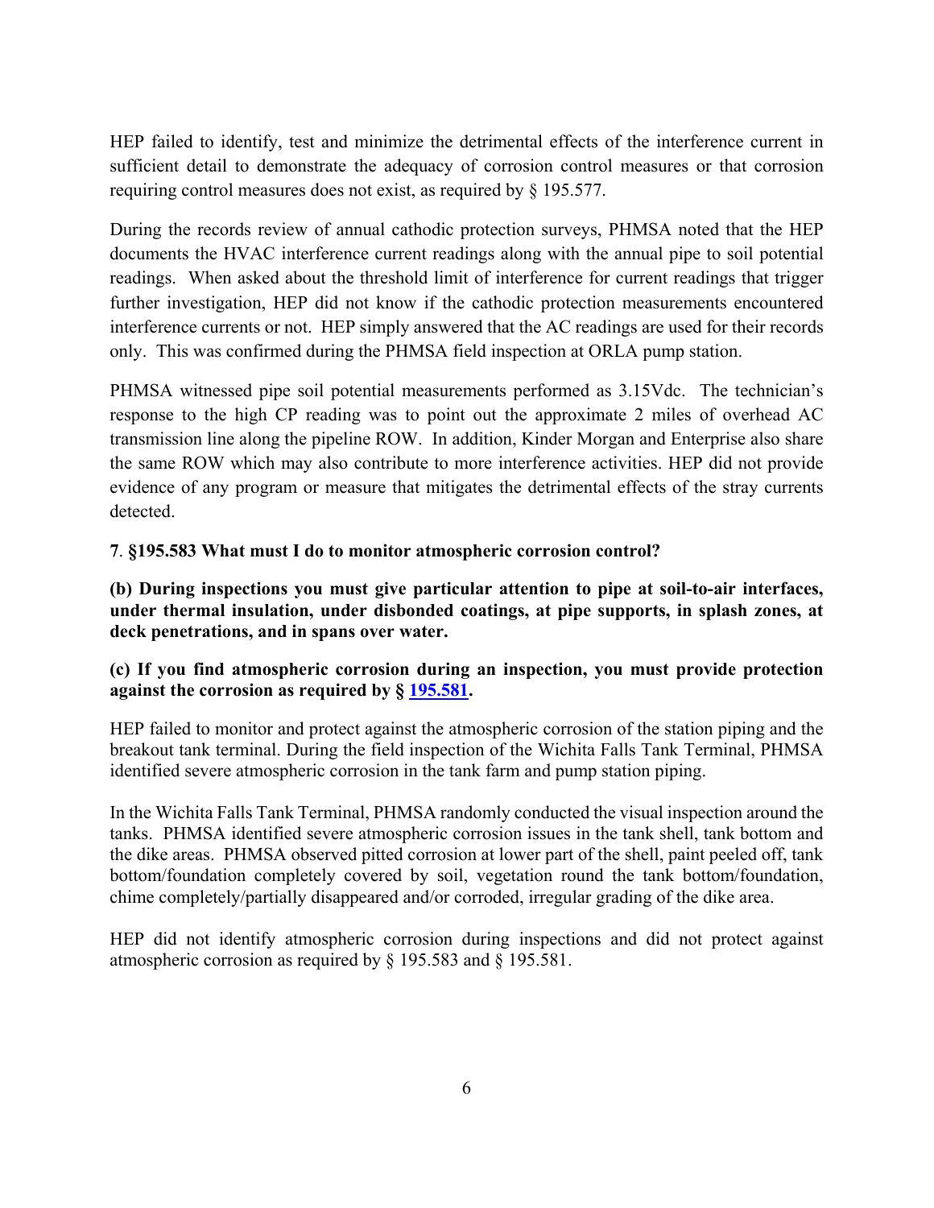HEP failed to identify, test and minimize the detrimental effects of the interference current in sufficient detail to demonstrate the adequacy of corrosion control measures or that corrosion requiring control measures does not exist, as required by § 195.577.

During the records review of annual cathodic protection surveys, PHMSA noted that the HEP documents the HVAC interference current readings along with the annual pipe to soil potential readings. When asked about the threshold limit of interference for current readings that trigger further investigation, HEP did not know if the cathodic protection measurements encountered interference currents or not. HEP simply answered that the AC readings are used for their records only. This was confirmed during the PHMSA field inspection at ORLA pump station.

PHMSA witnessed pipe soil potential measurements performed as 3.15Vdc. The technician's response to the high CP reading was to point out the approximate 2 miles of overhead AC transmission line along the pipeline ROW. In addition, Kinder Morgan and Enterprise also share the same ROW which may also contribute to more interference activities. HEP did not provide evidence of any program or measure that mitigates the detrimental effects of the stray currents detected.

**7. §195.583 What must I do to monitor atmospheric corrosion control?**

**(b) During inspections you must give particular attention to pipe at soil-to-air interfaces, under thermal insulation, under disbonded coatings, at pipe supports, in splash zones, at deck penetrations, and in spans over water.**

**(c) If you find atmospheric corrosion during an inspection, you must provide protection against the corrosion as required by § 195.581.**

HEP failed to monitor and protect against the atmospheric corrosion of the station piping and the breakout tank terminal. During the field inspection of the Wichita Falls Tank Terminal, PHMSA identified severe atmospheric corrosion in the tank farm and pump station piping.

In the Wichita Falls Tank Terminal, PHMSA randomly conducted the visual inspection around the tanks. PHMSA identified severe atmospheric corrosion issues in the tank shell, tank bottom and the dike areas. PHMSA observed pitted corrosion at lower part of the shell, paint peeled off, tank bottom/foundation completely covered by soil, vegetation round the tank bottom/foundation, chime completely/partially disappeared and/or corroded, irregular grading of the dike area.

HEP did not identify atmospheric corrosion during inspections and did not protect against atmospheric corrosion as required by § 195.583 and § 195.581.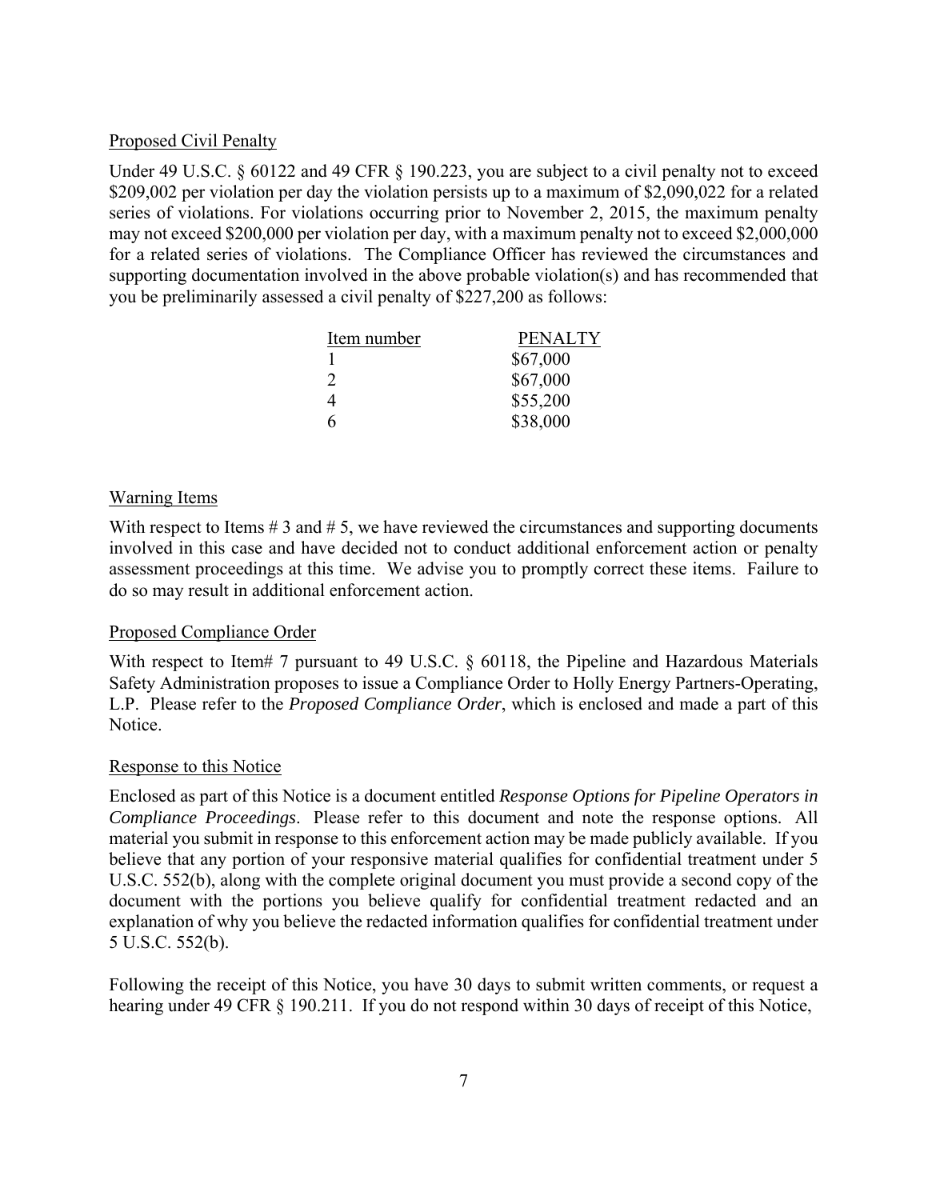## Proposed Civil Penalty

Under 49 U.S.C. § 60122 and 49 CFR § 190.223, you are subject to a civil penalty not to exceed $209,002 per violation per day the violation persists up to a maximum of $2,090,022 for a related series of violations. For violations occurring prior to November 2, 2015, the maximum penalty may not exceed $200,000 per violation per day, with a maximum penalty not to exceed $2,000,000 for a related series of violations. The Compliance Officer has reviewed the circumstances and supporting documentation involved in the above probable violation(s) and has recommended that you be preliminarily assessed a civil penalty of $227,200 as follows:

| Item number | PENALTY |
|---|---|
| 1 | $67,000 |
| 2 | $67,000 |
| 4 | $55,200 |
| 6 | $38,000 |

## Warning Items

With respect to Items # 3 and # 5, we have reviewed the circumstances and supporting documents involved in this case and have decided not to conduct additional enforcement action or penalty assessment proceedings at this time. We advise you to promptly correct these items. Failure to do so may result in additional enforcement action.

## Proposed Compliance Order

With respect to Item# 7 pursuant to 49 U.S.C. § 60118, the Pipeline and Hazardous Materials Safety Administration proposes to issue a Compliance Order to Holly Energy Partners-Operating, L.P. Please refer to the *Proposed Compliance Order*, which is enclosed and made a part of this Notice.

## Response to this Notice

Enclosed as part of this Notice is a document entitled *Response Options for Pipeline Operators in Compliance Proceedings*. Please refer to this document and note the response options. All material you submit in response to this enforcement action may be made publicly available. If you believe that any portion of your responsive material qualifies for confidential treatment under 5 U.S.C. 552(b), along with the complete original document you must provide a second copy of the document with the portions you believe qualify for confidential treatment redacted and an explanation of why you believe the redacted information qualifies for confidential treatment under 5 U.S.C. 552(b).

Following the receipt of this Notice, you have 30 days to submit written comments, or request a hearing under 49 CFR § 190.211. If you do not respond within 30 days of receipt of this Notice,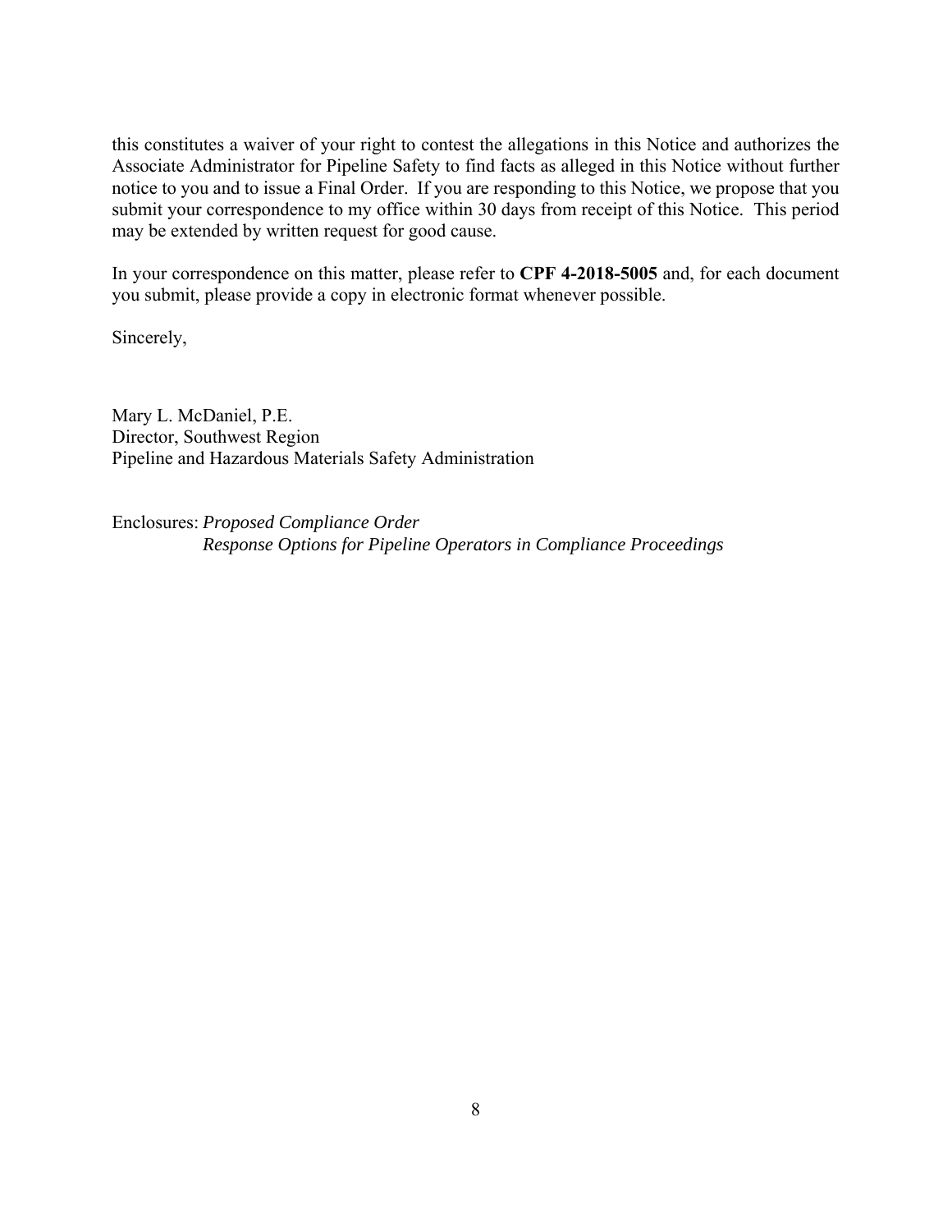this constitutes a waiver of your right to contest the allegations in this Notice and authorizes the Associate Administrator for Pipeline Safety to find facts as alleged in this Notice without further notice to you and to issue a Final Order. If you are responding to this Notice, we propose that you submit your correspondence to my office within 30 days from receipt of this Notice. This period may be extended by written request for good cause.

In your correspondence on this matter, please refer to **CPF 4-2018-5005** and, for each document you submit, please provide a copy in electronic format whenever possible.

Sincerely,

Mary L. McDaniel, P.E.
Director, Southwest Region
Pipeline and Hazardous Materials Safety Administration

Enclosures: *Proposed Compliance Order*
*Response Options for Pipeline Operators in Compliance Proceedings*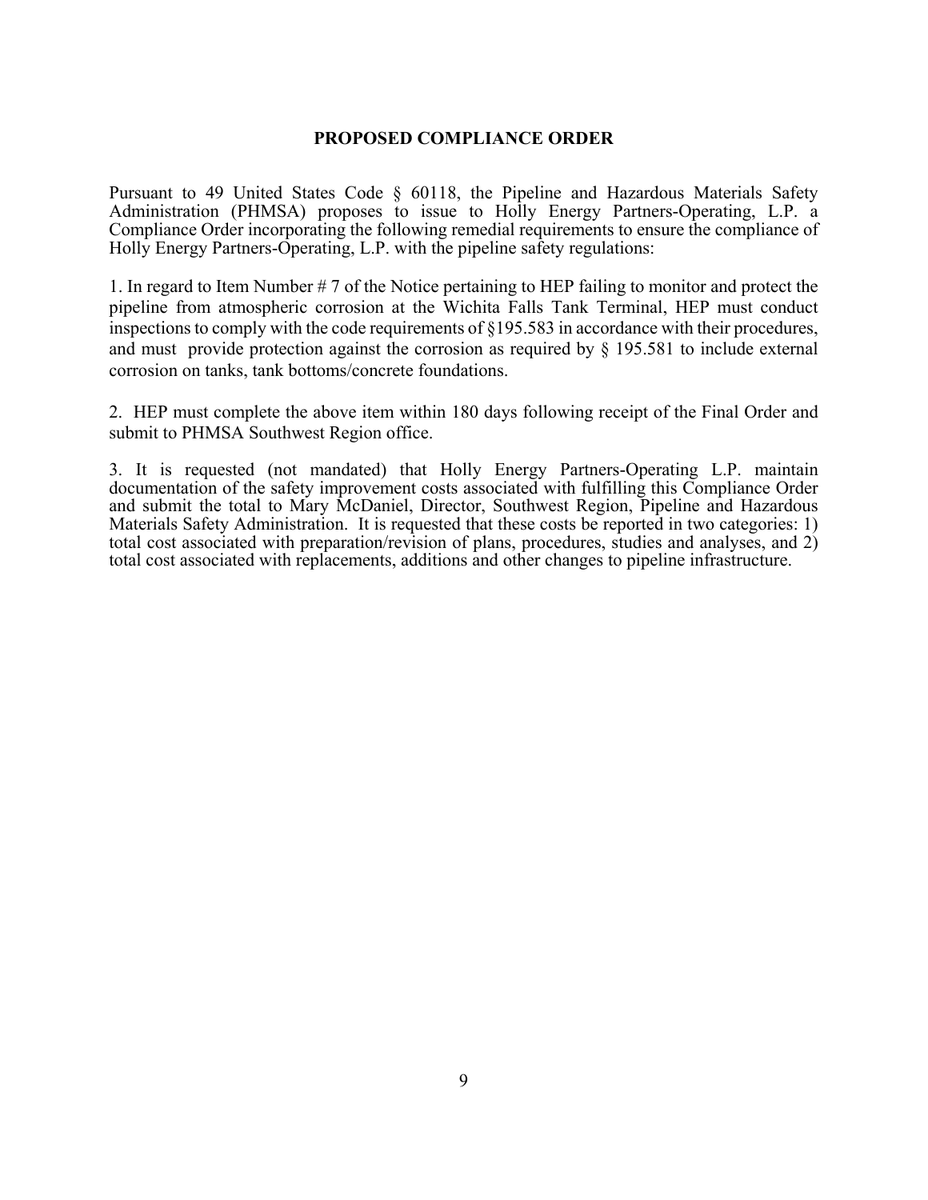**PROPOSED COMPLIANCE ORDER**

Pursuant to 49 United States Code § 60118, the Pipeline and Hazardous Materials Safety Administration (PHMSA) proposes to issue to Holly Energy Partners-Operating, L.P. a Compliance Order incorporating the following remedial requirements to ensure the compliance of Holly Energy Partners-Operating, L.P. with the pipeline safety regulations:

1. In regard to Item Number # 7 of the Notice pertaining to HEP failing to monitor and protect the pipeline from atmospheric corrosion at the Wichita Falls Tank Terminal, HEP must conduct inspections to comply with the code requirements of §195.583 in accordance with their procedures, and must provide protection against the corrosion as required by § 195.581 to include external corrosion on tanks, tank bottoms/concrete foundations.

2. HEP must complete the above item within 180 days following receipt of the Final Order and submit to PHMSA Southwest Region office.

3. It is requested (not mandated) that Holly Energy Partners-Operating L.P. maintain documentation of the safety improvement costs associated with fulfilling this Compliance Order and submit the total to Mary McDaniel, Director, Southwest Region, Pipeline and Hazardous Materials Safety Administration. It is requested that these costs be reported in two categories: 1) total cost associated with preparation/revision of plans, procedures, studies and analyses, and 2) total cost associated with replacements, additions and other changes to pipeline infrastructure.